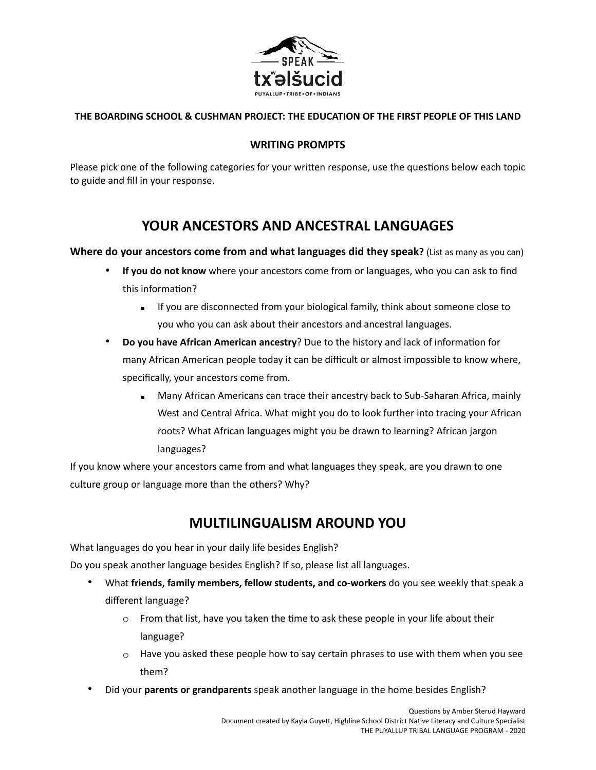SPEAK

txʷəlšucid

PUYALLUP • TRIBE • OF • INDIANS

**THE BOARDING SCHOOL & CUSHMAN PROJECT: THE EDUCATION OF THE FIRST PEOPLE OF THIS LAND**

**WRITING PROMPTS**

Please pick one of the following categories for your written response, use the questions below each topic to guide and fill in your response.

## YOUR ANCESTORS AND ANCESTRAL LANGUAGES

**Where do your ancestors come from and what languages did they speak?** (List as many as you can)

- **If you do not know** where your ancestors come from or languages, who you can ask to find this information?
  - If you are disconnected from your biological family, think about someone close to you who you can ask about their ancestors and ancestral languages.
- **Do you have African American ancestry**? Due to the history and lack of information for many African American people today it can be difficult or almost impossible to know where, specifically, your ancestors come from.
  - Many African Americans can trace their ancestry back to Sub-Saharan Africa, mainly West and Central Africa. What might you do to look further into tracing your African roots? What African languages might you be drawn to learning? African jargon languages?

If you know where your ancestors came from and what languages they speak, are you drawn to one culture group or language more than the others? Why?

## MULTILINGUALISM AROUND YOU

What languages do you hear in your daily life besides English?

Do you speak another language besides English? If so, please list all languages.

- What **friends, family members, fellow students, and co-workers** do you see weekly that speak a different language?
  - From that list, have you taken the time to ask these people in your life about their language?
  - Have you asked these people how to say certain phrases to use with them when you see them?
- Did your **parents or grandparents** speak another language in the home besides English?

Questions by Amber Sterud Hayward

Document created by Kayla Guyett, Highline School District Native Literacy and Culture Specialist

THE PUYALLUP TRIBAL LANGUAGE PROGRAM - 2020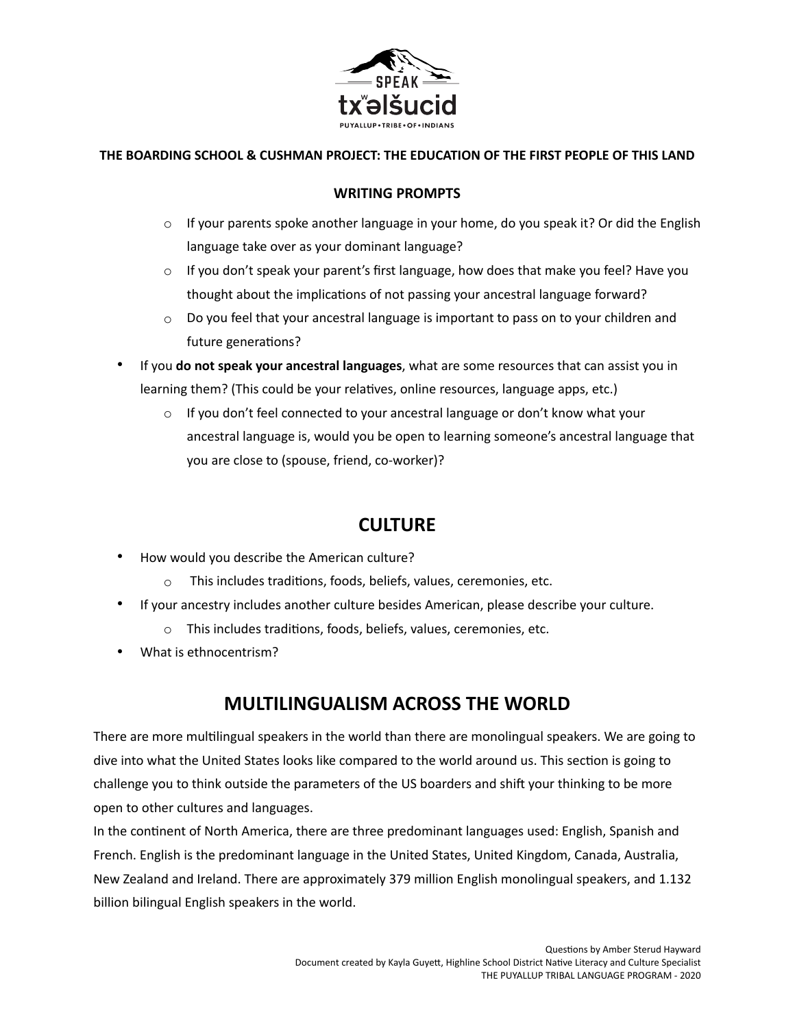**THE BOARDING SCHOOL & CUSHMAN PROJECT: THE EDUCATION OF THE FIRST PEOPLE OF THIS LAND**

**WRITING PROMPTS**

- If your parents spoke another language in your home, do you speak it? Or did the English language take over as your dominant language?
- If you don't speak your parent's first language, how does that make you feel? Have you thought about the implications of not passing your ancestral language forward?
- Do you feel that your ancestral language is important to pass on to your children and future generations?

- If you **do not speak your ancestral languages**, what are some resources that can assist you in learning them? (This could be your relatives, online resources, language apps, etc.)
  - If you don't feel connected to your ancestral language or don't know what your ancestral language is, would you be open to learning someone's ancestral language that you are close to (spouse, friend, co-worker)?

## CULTURE

- How would you describe the American culture?
  - This includes traditions, foods, beliefs, values, ceremonies, etc.
- If your ancestry includes another culture besides American, please describe your culture.
  - This includes traditions, foods, beliefs, values, ceremonies, etc.
- What is ethnocentrism?

## MULTILINGUALISM ACROSS THE WORLD

There are more multilingual speakers in the world than there are monolingual speakers. We are going to dive into what the United States looks like compared to the world around us. This section is going to challenge you to think outside the parameters of the US boarders and shift your thinking to be more open to other cultures and languages.

In the continent of North America, there are three predominant languages used: English, Spanish and French. English is the predominant language in the United States, United Kingdom, Canada, Australia, New Zealand and Ireland. There are approximately 379 million English monolingual speakers, and 1.132 billion bilingual English speakers in the world.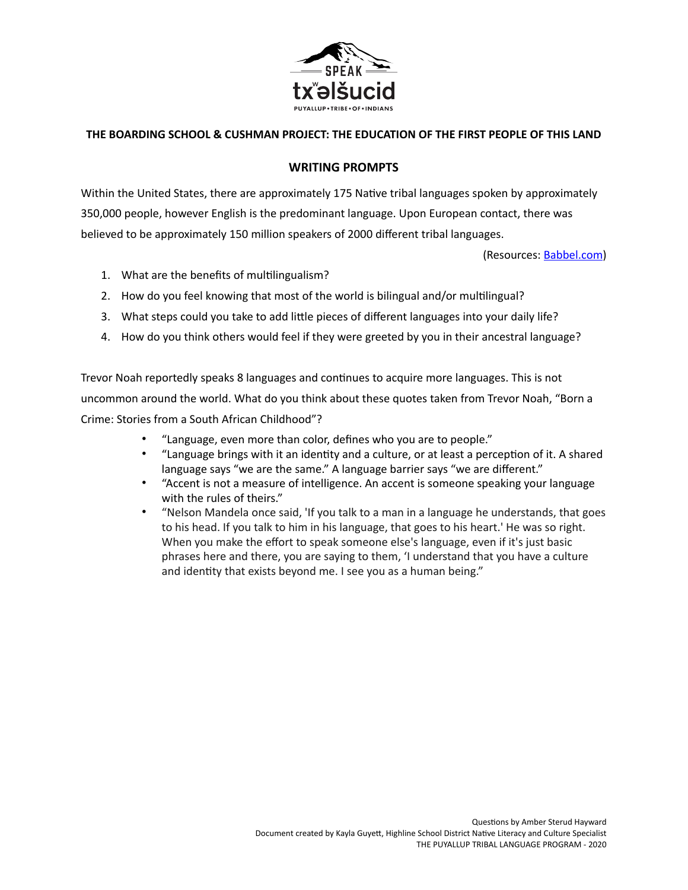SPEAK

txʷəlšucid

PUYALLUP • TRIBE • OF • INDIANS

**THE BOARDING SCHOOL & CUSHMAN PROJECT: THE EDUCATION OF THE FIRST PEOPLE OF THIS LAND**

**WRITING PROMPTS**

Within the United States, there are approximately 175 Native tribal languages spoken by approximately 350,000 people, however English is the predominant language. Upon European contact, there was believed to be approximately 150 million speakers of 2000 different tribal languages.

(Resources: Babbel.com)

1. What are the benefits of multilingualism?
2. How do you feel knowing that most of the world is bilingual and/or multilingual?
3. What steps could you take to add little pieces of different languages into your daily life?
4. How do you think others would feel if they were greeted by you in their ancestral language?

Trevor Noah reportedly speaks 8 languages and continues to acquire more languages. This is not uncommon around the world. What do you think about these quotes taken from Trevor Noah, "Born a Crime: Stories from a South African Childhood"?

- "Language, even more than color, defines who you are to people."
- "Language brings with it an identity and a culture, or at least a perception of it. A shared language says "we are the same." A language barrier says "we are different."
- "Accent is not a measure of intelligence. An accent is someone speaking your language with the rules of theirs."
- "Nelson Mandela once said, 'If you talk to a man in a language he understands, that goes to his head. If you talk to him in his language, that goes to his heart.' He was so right. When you make the effort to speak someone else's language, even if it's just basic phrases here and there, you are saying to them, 'I understand that you have a culture and identity that exists beyond me. I see you as a human being."

Questions by Amber Sterud Hayward
Document created by Kayla Guyett, Highline School District Native Literacy and Culture Specialist
THE PUYALLUP TRIBAL LANGUAGE PROGRAM - 2020